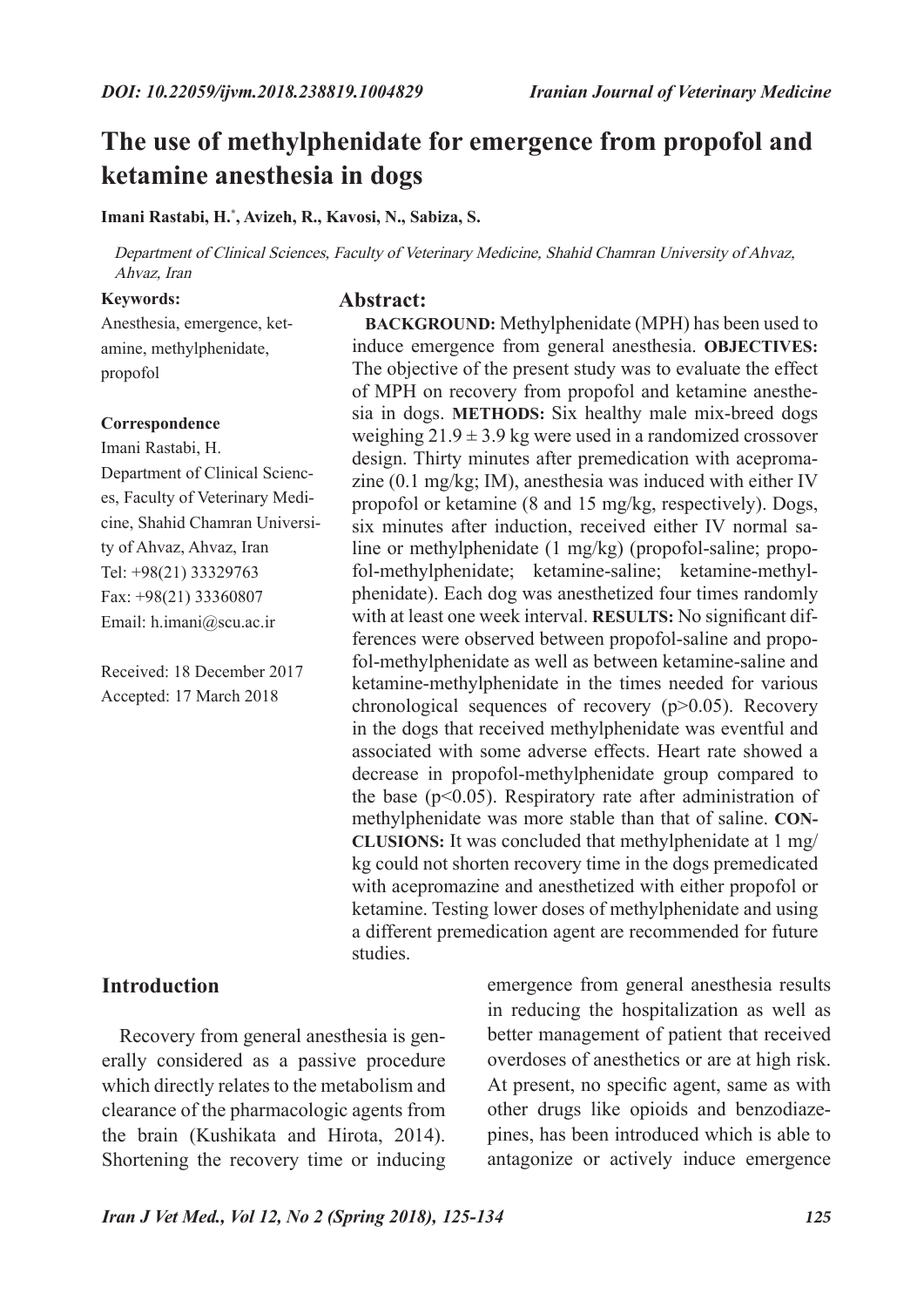DOI: 10.22059/ijvm.2018.238819.1004829

# The use of methylphenidate for emergence from propofol and ketamine anesthesia in dogs

**Imani Rastabi, H.*, Avizeh, R., Kavosi, N., Sabiza, S.**

*Department of Clinical Sciences, Faculty of Veterinary Medicine, Shahid Chamran University of Ahvaz, Ahvaz, Iran*

**Keywords:**

Anesthesia, emergence, ketamine, methylphenidate, propofol

**Correspondence**

Imani Rastabi, H.
Department of Clinical Sciences, Faculty of Veterinary Medicine, Shahid Chamran University of Ahvaz, Ahvaz, Iran
Tel: +98(21) 33329763
Fax: +98(21) 33360807
Email: h.imani@scu.ac.ir

Received: 18 December 2017
Accepted: 17 March 2018

## Abstract:

**BACKGROUND:** Methylphenidate (MPH) has been used to induce emergence from general anesthesia. **OBJECTIVES:** The objective of the present study was to evaluate the effect of MPH on recovery from propofol and ketamine anesthesia in dogs. **METHODS:** Six healthy male mix-breed dogs weighing $21.9 \pm 3.9$ kg were used in a randomized crossover design. Thirty minutes after premedication with acepromazine (0.1 mg/kg; IM), anesthesia was induced with either IV propofol or ketamine (8 and 15 mg/kg, respectively). Dogs, six minutes after induction, received either IV normal saline or methylphenidate (1 mg/kg) (propofol-saline; propofol-methylphenidate; ketamine-saline; ketamine-methylphenidate). Each dog was anesthetized four times randomly with at least one week interval. **RESULTS:** No significant differences were observed between propofol-saline and propofol-methylphenidate as well as between ketamine-saline and ketamine-methylphenidate in the times needed for various chronological sequences of recovery ($p>0.05$). Recovery in the dogs that received methylphenidate was eventful and associated with some adverse effects. Heart rate showed a decrease in propofol-methylphenidate group compared to the base ($p<0.05$). Respiratory rate after administration of methylphenidate was more stable than that of saline. **CONCLUSIONS:** It was concluded that methylphenidate at 1 mg/kg could not shorten recovery time in the dogs premedicated with acepromazine and anesthetized with either propofol or ketamine. Testing lower doses of methylphenidate and using a different premedication agent are recommended for future studies.

## Introduction

Recovery from general anesthesia is generally considered as a passive procedure which directly relates to the metabolism and clearance of the pharmacologic agents from the brain (Kushikata and Hirota, 2014). Shortening the recovery time or inducing emergence from general anesthesia results in reducing the hospitalization as well as better management of patient that received overdoses of anesthetics or are at high risk. At present, no specific agent, same as with other drugs like opioids and benzodiazepines, has been introduced which is able to antagonize or actively induce emergence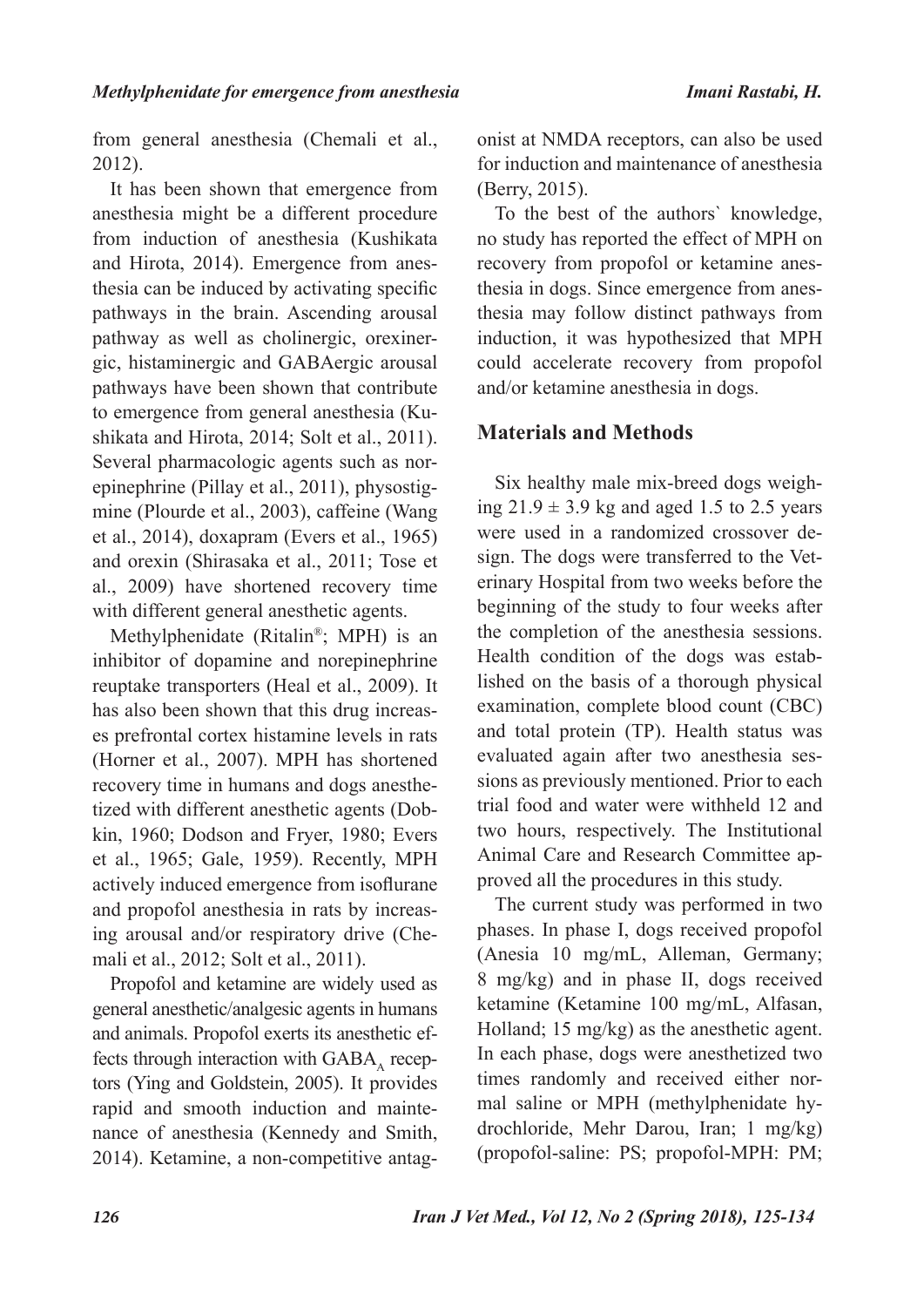from general anesthesia (Chemali et al., 2012).

It has been shown that emergence from anesthesia might be a different procedure from induction of anesthesia (Kushikata and Hirota, 2014). Emergence from anesthesia can be induced by activating specific pathways in the brain. Ascending arousal pathway as well as cholinergic, orexinergic, histaminergic and GABAergic arousal pathways have been shown that contribute to emergence from general anesthesia (Kushikata and Hirota, 2014; Solt et al., 2011). Several pharmacologic agents such as norepinephrine (Pillay et al., 2011), physostigmine (Plourde et al., 2003), caffeine (Wang et al., 2014), doxapram (Evers et al., 1965) and orexin (Shirasaka et al., 2011; Tose et al., 2009) have shortened recovery time with different general anesthetic agents.

Methylphenidate (Ritalin®; MPH) is an inhibitor of dopamine and norepinephrine reuptake transporters (Heal et al., 2009). It has also been shown that this drug increases prefrontal cortex histamine levels in rats (Horner et al., 2007). MPH has shortened recovery time in humans and dogs anesthetized with different anesthetic agents (Dobkin, 1960; Dodson and Fryer, 1980; Evers et al., 1965; Gale, 1959). Recently, MPH actively induced emergence from isoflurane and propofol anesthesia in rats by increasing arousal and/or respiratory drive (Chemali et al., 2012; Solt et al., 2011).

Propofol and ketamine are widely used as general anesthetic/analgesic agents in humans and animals. Propofol exerts its anesthetic effects through interaction with $GABA_A$ receptors (Ying and Goldstein, 2005). It provides rapid and smooth induction and maintenance of anesthesia (Kennedy and Smith, 2014). Ketamine, a non-competitive antagonist at NMDA receptors, can also be used for induction and maintenance of anesthesia (Berry, 2015).

To the best of the authors` knowledge, no study has reported the effect of MPH on recovery from propofol or ketamine anesthesia in dogs. Since emergence from anesthesia may follow distinct pathways from induction, it was hypothesized that MPH could accelerate recovery from propofol and/or ketamine anesthesia in dogs.

## Materials and Methods

Six healthy male mix-breed dogs weighing $21.9 \pm 3.9$ kg and aged 1.5 to 2.5 years were used in a randomized crossover design. The dogs were transferred to the Veterinary Hospital from two weeks before the beginning of the study to four weeks after the completion of the anesthesia sessions. Health condition of the dogs was established on the basis of a thorough physical examination, complete blood count (CBC) and total protein (TP). Health status was evaluated again after two anesthesia sessions as previously mentioned. Prior to each trial food and water were withheld 12 and two hours, respectively. The Institutional Animal Care and Research Committee approved all the procedures in this study.

The current study was performed in two phases. In phase I, dogs received propofol (Anesia 10 mg/mL, Alleman, Germany; 8 mg/kg) and in phase II, dogs received ketamine (Ketamine 100 mg/mL, Alfasan, Holland; 15 mg/kg) as the anesthetic agent. In each phase, dogs were anesthetized two times randomly and received either normal saline or MPH (methylphenidate hydrochloride, Mehr Darou, Iran; 1 mg/kg) (propofol-saline: PS; propofol-MPH: PM;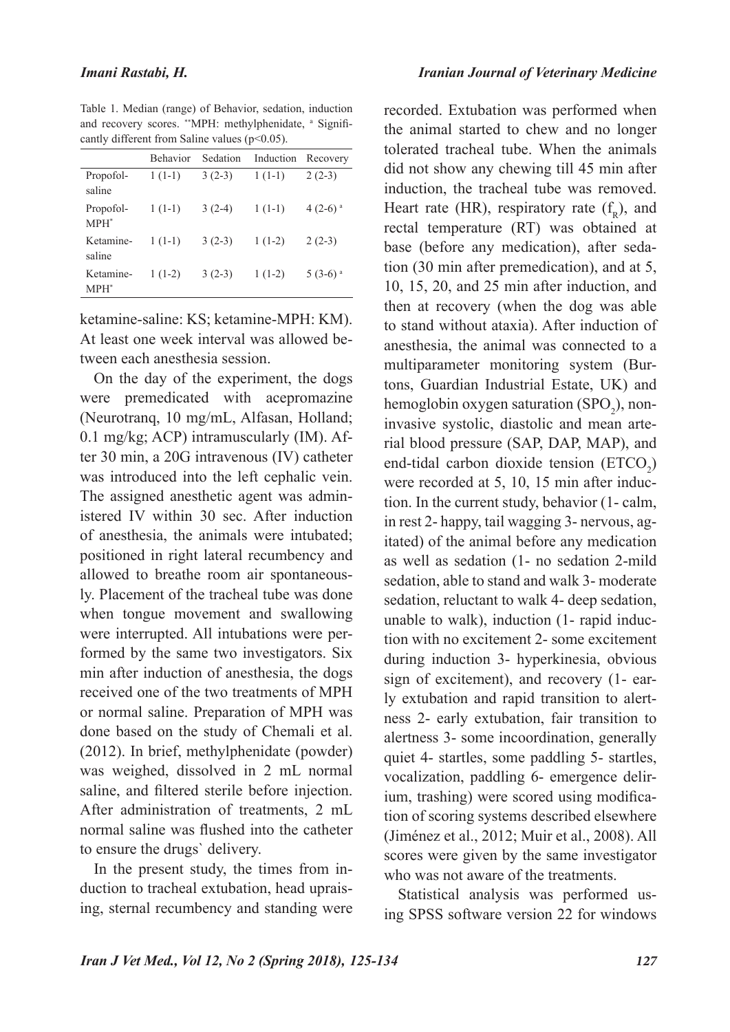Table 1. Median (range) of Behavior, sedation, induction and recovery scores. **MPH: methylphenidate, [a] Significantly different from Saline values ($p<0.05$).

| | Behavior | Sedation | Induction | Recovery |
|---|---|---|---|---|
| Propofol-saline | 1 (1-1) | 3 (2-3) | 1 (1-1) | 2 (2-3) |
| Propofol-MPH* | 1 (1-1) | 3 (2-4) | 1 (1-1) | 4 (2-6) [a] |
| Ketamine-saline | 1 (1-1) | 3 (2-3) | 1 (1-2) | 2 (2-3) |
| Ketamine-MPH* | 1 (1-2) | 3 (2-3) | 1 (1-2) | 5 (3-6) [a] |

ketamine-saline: KS; ketamine-MPH: KM). At least one week interval was allowed between each anesthesia session.

On the day of the experiment, the dogs were premedicated with acepromazine (Neurotranq, 10 mg/mL, Alfasan, Holland; 0.1 mg/kg; ACP) intramuscularly (IM). After 30 min, a 20G intravenous (IV) catheter was introduced into the left cephalic vein. The assigned anesthetic agent was administered IV within 30 sec. After induction of anesthesia, the animals were intubated; positioned in right lateral recumbency and allowed to breathe room air spontaneously. Placement of the tracheal tube was done when tongue movement and swallowing were interrupted. All intubations were performed by the same two investigators. Six min after induction of anesthesia, the dogs received one of the two treatments of MPH or normal saline. Preparation of MPH was done based on the study of Chemali et al. (2012). In brief, methylphenidate (powder) was weighed, dissolved in 2 mL normal saline, and filtered sterile before injection. After administration of treatments, 2 mL normal saline was flushed into the catheter to ensure the drugs` delivery.

In the present study, the times from induction to tracheal extubation, head upraising, sternal recumbency and standing were recorded. Extubation was performed when the animal started to chew and no longer tolerated tracheal tube. When the animals did not show any chewing till 45 min after induction, the tracheal tube was removed. Heart rate (HR), respiratory rate ($f_R$), and rectal temperature (RT) was obtained at base (before any medication), after sedation (30 min after premedication), and at 5, 10, 15, 20, and 25 min after induction, and then at recovery (when the dog was able to stand without ataxia). After induction of anesthesia, the animal was connected to a multiparameter monitoring system (Burtons, Guardian Industrial Estate, UK) and hemoglobin oxygen saturation ($SPO_2$), non-invasive systolic, diastolic and mean arterial blood pressure (SAP, DAP, MAP), and end-tidal carbon dioxide tension ($ETCO_2$) were recorded at 5, 10, 15 min after induction. In the current study, behavior (1- calm, in rest 2- happy, tail wagging 3- nervous, agitated) of the animal before any medication as well as sedation (1- no sedation 2-mild sedation, able to stand and walk 3- moderate sedation, reluctant to walk 4- deep sedation, unable to walk), induction (1- rapid induction with no excitement 2- some excitement during induction 3- hyperkinesia, obvious sign of excitement), and recovery (1- early extubation and rapid transition to alertness 2- early extubation, fair transition to alertness 3- some incoordination, generally quiet 4- startles, some paddling 5- startles, vocalization, paddling 6- emergence delirium, trashing) were scored using modification of scoring systems described elsewhere (Jiménez et al., 2012; Muir et al., 2008). All scores were given by the same investigator who was not aware of the treatments.

Statistical analysis was performed using SPSS software version 22 for windows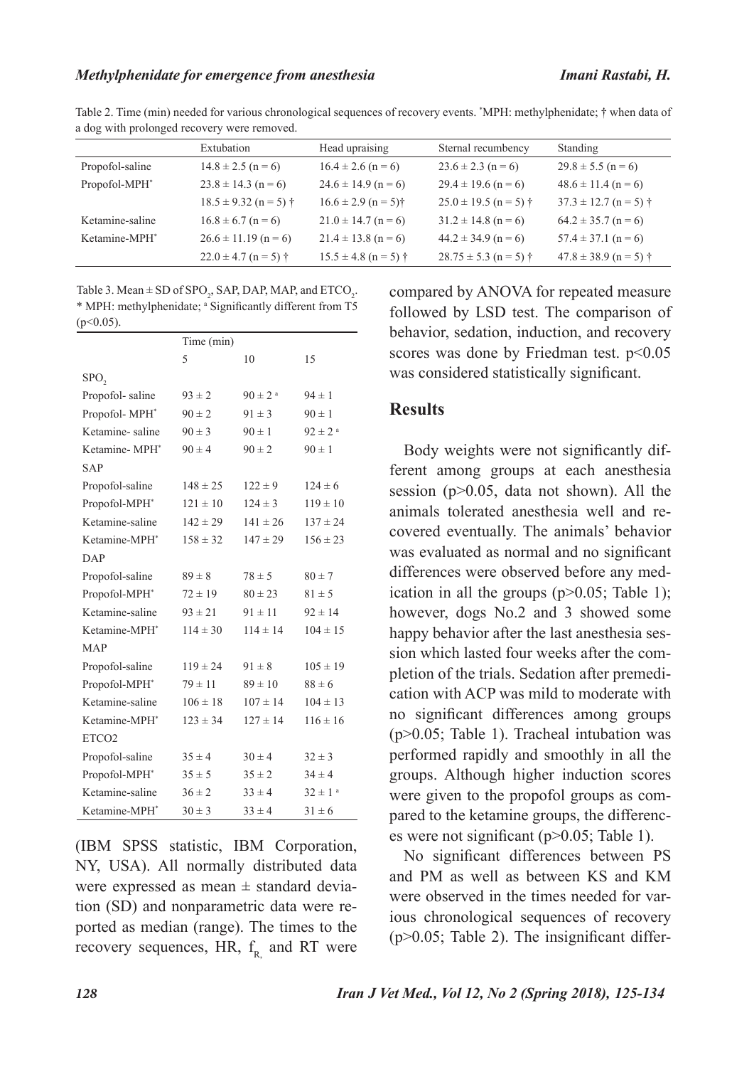Table 2. Time (min) needed for various chronological sequences of recovery events. *MPH: methylphenidate; † when data of a dog with prolonged recovery were removed.

| | Extubation | Head upraising | Sternal recumbency | Standing |
|---|---|---|---|---|
| Propofol-saline | 14.8 ± 2.5 (n = 6) | 16.4 ± 2.6 (n = 6) | 23.6 ± 2.3 (n = 6) | 29.8 ± 5.5 (n = 6) |
| Propofol-MPH* | 23.8 ± 14.3 (n = 6) | 24.6 ± 14.9 (n = 6) | 29.4 ± 19.6 (n = 6) | 48.6 ± 11.4 (n = 6) |
| | 18.5 ± 9.32 (n = 5) † | 16.6 ± 2.9 (n = 5)† | 25.0 ± 19.5 (n = 5) † | 37.3 ± 12.7 (n = 5) † |
| Ketamine-saline | 16.8 ± 6.7 (n = 6) | 21.0 ± 14.7 (n = 6) | 31.2 ± 14.8 (n = 6) | 64.2 ± 35.7 (n = 6) |
| Ketamine-MPH* | 26.6 ± 11.19 (n = 6) | 21.4 ± 13.8 (n = 6) | 44.2 ± 34.9 (n = 6) | 57.4 ± 37.1 (n = 6) |
| | 22.0 ± 4.7 (n = 5) † | 15.5 ± 4.8 (n = 5) † | 28.75 ± 5.3 (n = 5) † | 47.8 ± 38.9 (n = 5) † |

Table 3. Mean ± SD of $SPO_2$, SAP, DAP, MAP, and $ETCO_2$. * MPH: methylphenidate; [a] Significantly different from T5 ($p<0.05$).

| | Time (min) | | |
|---|---|---|---|
| | 5 | 10 | 15 |
| $SPO_2$ | | | |
| Propofol- saline | 93 ± 2 | 90 ± 2 [a] | 94 ± 1 |
| Propofol- MPH* | 90 ± 2 | 91 ± 3 | 90 ± 1 |
| Ketamine- saline | 90 ± 3 | 90 ± 1 | 92 ± 2 [a] |
| Ketamine- MPH* | 90 ± 4 | 90 ± 2 | 90 ± 1 |
| SAP | | | |
| Propofol-saline | 148 ± 25 | 122 ± 9 | 124 ± 6 |
| Propofol-MPH* | 121 ± 10 | 124 ± 3 | 119 ± 10 |
| Ketamine-saline | 142 ± 29 | 141 ± 26 | 137 ± 24 |
| Ketamine-MPH* | 158 ± 32 | 147 ± 29 | 156 ± 23 |
| DAP | | | |
| Propofol-saline | 89 ± 8 | 78 ± 5 | 80 ± 7 |
| Propofol-MPH* | 72 ± 19 | 80 ± 23 | 81 ± 5 |
| Ketamine-saline | 93 ± 21 | 91 ± 11 | 92 ± 14 |
| Ketamine-MPH* | 114 ± 30 | 114 ± 14 | 104 ± 15 |
| MAP | | | |
| Propofol-saline | 119 ± 24 | 91 ± 8 | 105 ± 19 |
| Propofol-MPH* | 79 ± 11 | 89 ± 10 | 88 ± 6 |
| Ketamine-saline | 106 ± 18 | 107 ± 14 | 104 ± 13 |
| Ketamine-MPH* | 123 ± 34 | 127 ± 14 | 116 ± 16 |
| ETCO2 | | | |
| Propofol-saline | 35 ± 4 | 30 ± 4 | 32 ± 3 |
| Propofol-MPH* | 35 ± 5 | 35 ± 2 | 34 ± 4 |
| Ketamine-saline | 36 ± 2 | 33 ± 4 | 32 ± 1 [a] |
| Ketamine-MPH* | 30 ± 3 | 33 ± 4 | 31 ± 6 |

(IBM SPSS statistic, IBM Corporation, NY, USA). All normally distributed data were expressed as mean ± standard deviation (SD) and nonparametric data were reported as median (range). The times to the recovery sequences, HR, $f_R$ and RT were compared by ANOVA for repeated measure followed by LSD test. The comparison of behavior, sedation, induction, and recovery scores was done by Friedman test. $p<0.05$ was considered statistically significant.

## Results

Body weights were not significantly different among groups at each anesthesia session ($p>0.05$, data not shown). All the animals tolerated anesthesia well and recovered eventually. The animals' behavior was evaluated as normal and no significant differences were observed before any medication in all the groups ($p>0.05$; Table 1); however, dogs No.2 and 3 showed some happy behavior after the last anesthesia session which lasted four weeks after the completion of the trials. Sedation after premedication with ACP was mild to moderate with no significant differences among groups ($p>0.05$; Table 1). Tracheal intubation was performed rapidly and smoothly in all the groups. Although higher induction scores were given to the propofol groups as compared to the ketamine groups, the differences were not significant ($p>0.05$; Table 1).

No significant differences between PS and PM as well as between KS and KM were observed in the times needed for various chronological sequences of recovery ($p>0.05$; Table 2). The insignificant differ-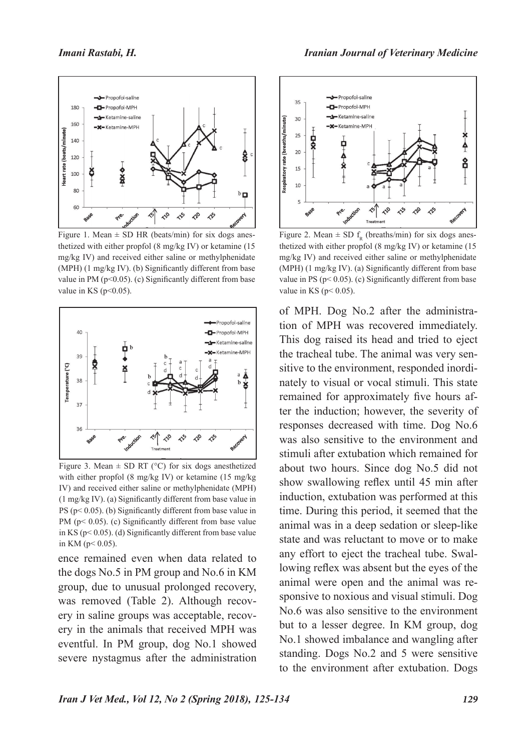Figure 1. Mean ± SD HR (beats/min) for six dogs anesthetized with either propfol (8 mg/kg IV) or ketamine (15 mg/kg IV) and received either saline or methylphenidate (MPH) (1 mg/kg IV). (b) Significantly different from base value in PM (p<0.05). (c) Significantly different from base value in KS (p<0.05).

Figure 2. Mean ± SD $f_R$ (breaths/min) for six dogs anesthetized with either propfol (8 mg/kg IV) or ketamine (15 mg/kg IV) and received either saline or methylphenidate (MPH) (1 mg/kg IV). (a) Significantly different from base value in PS (p< 0.05). (c) Significantly different from base value in KS (p< 0.05).

Figure 3. Mean ± SD RT (°C) for six dogs anesthetized with either propfol (8 mg/kg IV) or ketamine (15 mg/kg IV) and received either saline or methylphenidate (MPH) (1 mg/kg IV). (a) Significantly different from base value in PS (p< 0.05). (b) Significantly different from base value in PM (p< 0.05). (c) Significantly different from base value in KS (p< 0.05). (d) Significantly different from base value in KM (p< 0.05).

ence remained even when data related to the dogs No.5 in PM group and No.6 in KM group, due to unusual prolonged recovery, was removed (Table 2). Although recovery in saline groups was acceptable, recovery in the animals that received MPH was eventful. In PM group, dog No.1 showed severe nystagmus after the administration of MPH. Dog No.2 after the administration of MPH was recovered immediately. This dog raised its head and tried to eject the tracheal tube. The animal was very sensitive to the environment, responded inordinately to visual or vocal stimuli. This state remained for approximately five hours after the induction; however, the severity of responses decreased with time. Dog No.6 was also sensitive to the environment and stimuli after extubation which remained for about two hours. Since dog No.5 did not show swallowing reflex until 45 min after induction, extubation was performed at this time. During this period, it seemed that the animal was in a deep sedation or sleep-like state and was reluctant to move or to make any effort to eject the tracheal tube. Swallowing reflex was absent but the eyes of the animal were open and the animal was responsive to noxious and visual stimuli. Dog No.6 was also sensitive to the environment but to a lesser degree. In KM group, dog No.1 showed imbalance and wangling after standing. Dogs No.2 and 5 were sensitive to the environment after extubation. Dogs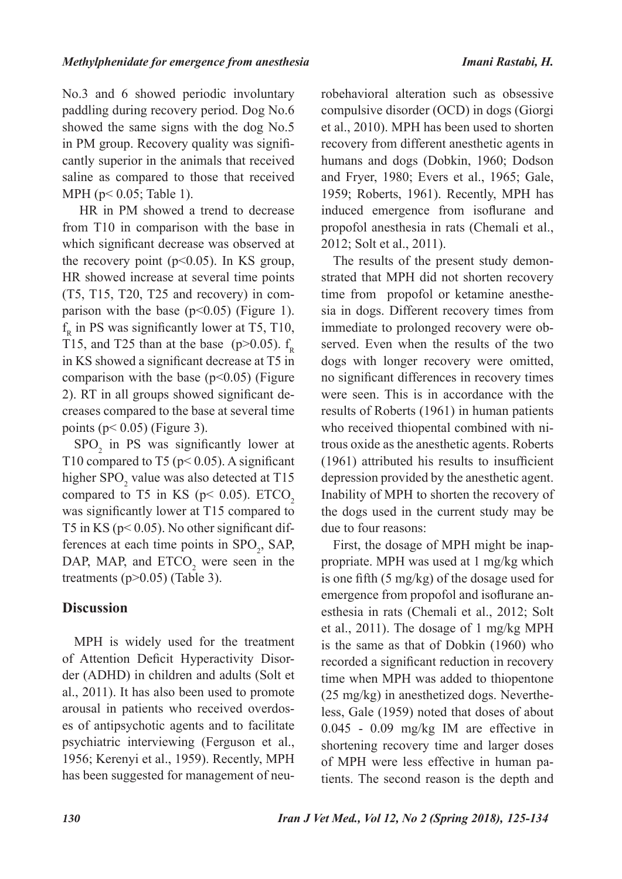No.3 and 6 showed periodic involuntary paddling during recovery period. Dog No.6 showed the same signs with the dog No.5 in PM group. Recovery quality was significantly superior in the animals that received saline as compared to those that received MPH ($p< 0.05$; Table 1).

HR in PM showed a trend to decrease from T10 in comparison with the base in which significant decrease was observed at the recovery point ($p<0.05$). In KS group, HR showed increase at several time points (T5, T15, T20, T25 and recovery) in comparison with the base ($p<0.05$) (Figure 1). $f_R$ in PS was significantly lower at T5, T10, T15, and T25 than at the base ($p>0.05$). $f_R$ in KS showed a significant decrease at T5 in comparison with the base ($p<0.05$) (Figure 2). RT in all groups showed significant decreases compared to the base at several time points ($p< 0.05$) (Figure 3).

$SPO_2$ in PS was significantly lower at T10 compared to T5 ($p< 0.05$). A significant higher $SPO_2$ value was also detected at T15 compared to T5 in KS ($p< 0.05$). $ETCO_2$ was significantly lower at T15 compared to T5 in KS ($p< 0.05$). No other significant differences at each time points in $SPO_2$, SAP, DAP, MAP, and $ETCO_2$ were seen in the treatments ($p>0.05$) (Table 3).

## Discussion

MPH is widely used for the treatment of Attention Deficit Hyperactivity Disorder (ADHD) in children and adults (Solt et al., 2011). It has also been used to promote arousal in patients who received overdoses of antipsychotic agents and to facilitate psychiatric interviewing (Ferguson et al., 1956; Kerenyi et al., 1959). Recently, MPH has been suggested for management of neurobehavioral alteration such as obsessive compulsive disorder (OCD) in dogs (Giorgi et al., 2010). MPH has been used to shorten recovery from different anesthetic agents in humans and dogs (Dobkin, 1960; Dodson and Fryer, 1980; Evers et al., 1965; Gale, 1959; Roberts, 1961). Recently, MPH has induced emergence from isoflurane and propofol anesthesia in rats (Chemali et al., 2012; Solt et al., 2011).

The results of the present study demonstrated that MPH did not shorten recovery time from propofol or ketamine anesthesia in dogs. Different recovery times from immediate to prolonged recovery were observed. Even when the results of the two dogs with longer recovery were omitted, no significant differences in recovery times were seen. This is in accordance with the results of Roberts (1961) in human patients who received thiopental combined with nitrous oxide as the anesthetic agents. Roberts (1961) attributed his results to insufficient depression provided by the anesthetic agent. Inability of MPH to shorten the recovery of the dogs used in the current study may be due to four reasons:

First, the dosage of MPH might be inappropriate. MPH was used at 1 mg/kg which is one fifth (5 mg/kg) of the dosage used for emergence from propofol and isoflurane anesthesia in rats (Chemali et al., 2012; Solt et al., 2011). The dosage of 1 mg/kg MPH is the same as that of Dobkin (1960) who recorded a significant reduction in recovery time when MPH was added to thiopentone (25 mg/kg) in anesthetized dogs. Nevertheless, Gale (1959) noted that doses of about 0.045 - 0.09 mg/kg IM are effective in shortening recovery time and larger doses of MPH were less effective in human patients. The second reason is the depth and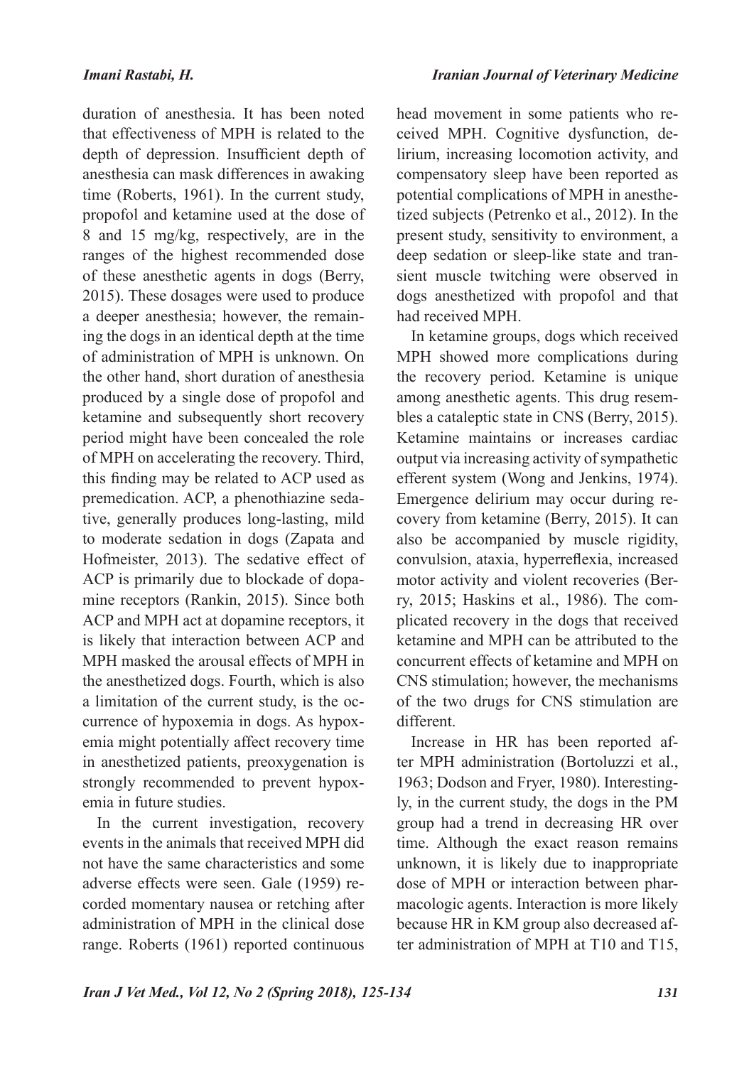duration of anesthesia. It has been noted that effectiveness of MPH is related to the depth of depression. Insufficient depth of anesthesia can mask differences in awaking time (Roberts, 1961). In the current study, propofol and ketamine used at the dose of 8 and 15 mg/kg, respectively, are in the ranges of the highest recommended dose of these anesthetic agents in dogs (Berry, 2015). These dosages were used to produce a deeper anesthesia; however, the remaining the dogs in an identical depth at the time of administration of MPH is unknown. On the other hand, short duration of anesthesia produced by a single dose of propofol and ketamine and subsequently short recovery period might have been concealed the role of MPH on accelerating the recovery. Third, this finding may be related to ACP used as premedication. ACP, a phenothiazine sedative, generally produces long-lasting, mild to moderate sedation in dogs (Zapata and Hofmeister, 2013). The sedative effect of ACP is primarily due to blockade of dopamine receptors (Rankin, 2015). Since both ACP and MPH act at dopamine receptors, it is likely that interaction between ACP and MPH masked the arousal effects of MPH in the anesthetized dogs. Fourth, which is also a limitation of the current study, is the occurrence of hypoxemia in dogs. As hypoxemia might potentially affect recovery time in anesthetized patients, preoxygenation is strongly recommended to prevent hypoxemia in future studies.

In the current investigation, recovery events in the animals that received MPH did not have the same characteristics and some adverse effects were seen. Gale (1959) recorded momentary nausea or retching after administration of MPH in the clinical dose range. Roberts (1961) reported continuous head movement in some patients who received MPH. Cognitive dysfunction, delirium, increasing locomotion activity, and compensatory sleep have been reported as potential complications of MPH in anesthetized subjects (Petrenko et al., 2012). In the present study, sensitivity to environment, a deep sedation or sleep-like state and transient muscle twitching were observed in dogs anesthetized with propofol and that had received MPH.

In ketamine groups, dogs which received MPH showed more complications during the recovery period. Ketamine is unique among anesthetic agents. This drug resembles a cataleptic state in CNS (Berry, 2015). Ketamine maintains or increases cardiac output via increasing activity of sympathetic efferent system (Wong and Jenkins, 1974). Emergence delirium may occur during recovery from ketamine (Berry, 2015). It can also be accompanied by muscle rigidity, convulsion, ataxia, hyperreflexia, increased motor activity and violent recoveries (Berry, 2015; Haskins et al., 1986). The complicated recovery in the dogs that received ketamine and MPH can be attributed to the concurrent effects of ketamine and MPH on CNS stimulation; however, the mechanisms of the two drugs for CNS stimulation are different.

Increase in HR has been reported after MPH administration (Bortoluzzi et al., 1963; Dodson and Fryer, 1980). Interestingly, in the current study, the dogs in the PM group had a trend in decreasing HR over time. Although the exact reason remains unknown, it is likely due to inappropriate dose of MPH or interaction between pharmacologic agents. Interaction is more likely because HR in KM group also decreased after administration of MPH at T10 and T15,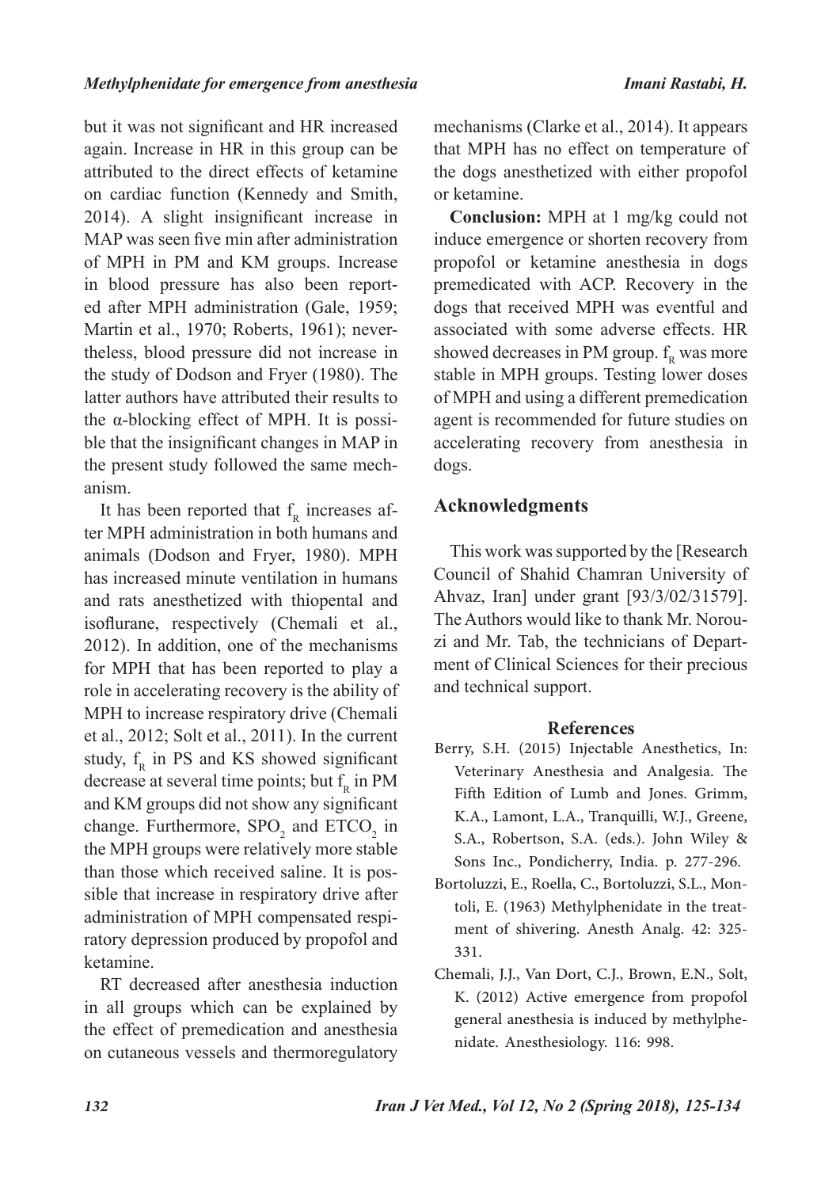but it was not significant and HR increased again. Increase in HR in this group can be attributed to the direct effects of ketamine on cardiac function (Kennedy and Smith, 2014). A slight insignificant increase in MAP was seen five min after administration of MPH in PM and KM groups. Increase in blood pressure has also been reported after MPH administration (Gale, 1959; Martin et al., 1970; Roberts, 1961); nevertheless, blood pressure did not increase in the study of Dodson and Fryer (1980). The latter authors have attributed their results to the α-blocking effect of MPH. It is possible that the insignificant changes in MAP in the present study followed the same mechanism.

It has been reported that $f_R$ increases after MPH administration in both humans and animals (Dodson and Fryer, 1980). MPH has increased minute ventilation in humans and rats anesthetized with thiopental and isoflurane, respectively (Chemali et al., 2012). In addition, one of the mechanisms for MPH that has been reported to play a role in accelerating recovery is the ability of MPH to increase respiratory drive (Chemali et al., 2012; Solt et al., 2011). In the current study, $f_R$ in PS and KS showed significant decrease at several time points; but $f_R$ in PM and KM groups did not show any significant change. Furthermore, $SPO_2$ and $ETCO_2$ in the MPH groups were relatively more stable than those which received saline. It is possible that increase in respiratory drive after administration of MPH compensated respiratory depression produced by propofol and ketamine.

RT decreased after anesthesia induction in all groups which can be explained by the effect of premedication and anesthesia on cutaneous vessels and thermoregulatory mechanisms (Clarke et al., 2014). It appears that MPH has no effect on temperature of the dogs anesthetized with either propofol or ketamine.

**Conclusion:** MPH at 1 mg/kg could not induce emergence or shorten recovery from propofol or ketamine anesthesia in dogs premedicated with ACP. Recovery in the dogs that received MPH was eventful and associated with some adverse effects. HR showed decreases in PM group. $f_R$ was more stable in MPH groups. Testing lower doses of MPH and using a different premedication agent is recommended for future studies on accelerating recovery from anesthesia in dogs.

## Acknowledgments

This work was supported by the [Research Council of Shahid Chamran University of Ahvaz, Iran] under grant [93/3/02/31579]. The Authors would like to thank Mr. Norouzi and Mr. Tab, the technicians of Department of Clinical Sciences for their precious and technical support.

## References

Berry, S.H. (2015) Injectable Anesthetics, In: Veterinary Anesthesia and Analgesia. The Fifth Edition of Lumb and Jones. Grimm, K.A., Lamont, L.A., Tranquilli, W.J., Greene, S.A., Robertson, S.A. (eds.). John Wiley & Sons Inc., Pondicherry, India. p. 277-296.

Bortoluzzi, E., Roella, C., Bortoluzzi, S.L., Montoli, E. (1963) Methylphenidate in the treatment of shivering. Anesth Analg. 42: 325-331.

Chemali, J.J., Van Dort, C.J., Brown, E.N., Solt, K. (2012) Active emergence from propofol general anesthesia is induced by methylphenidate. Anesthesiology. 116: 998.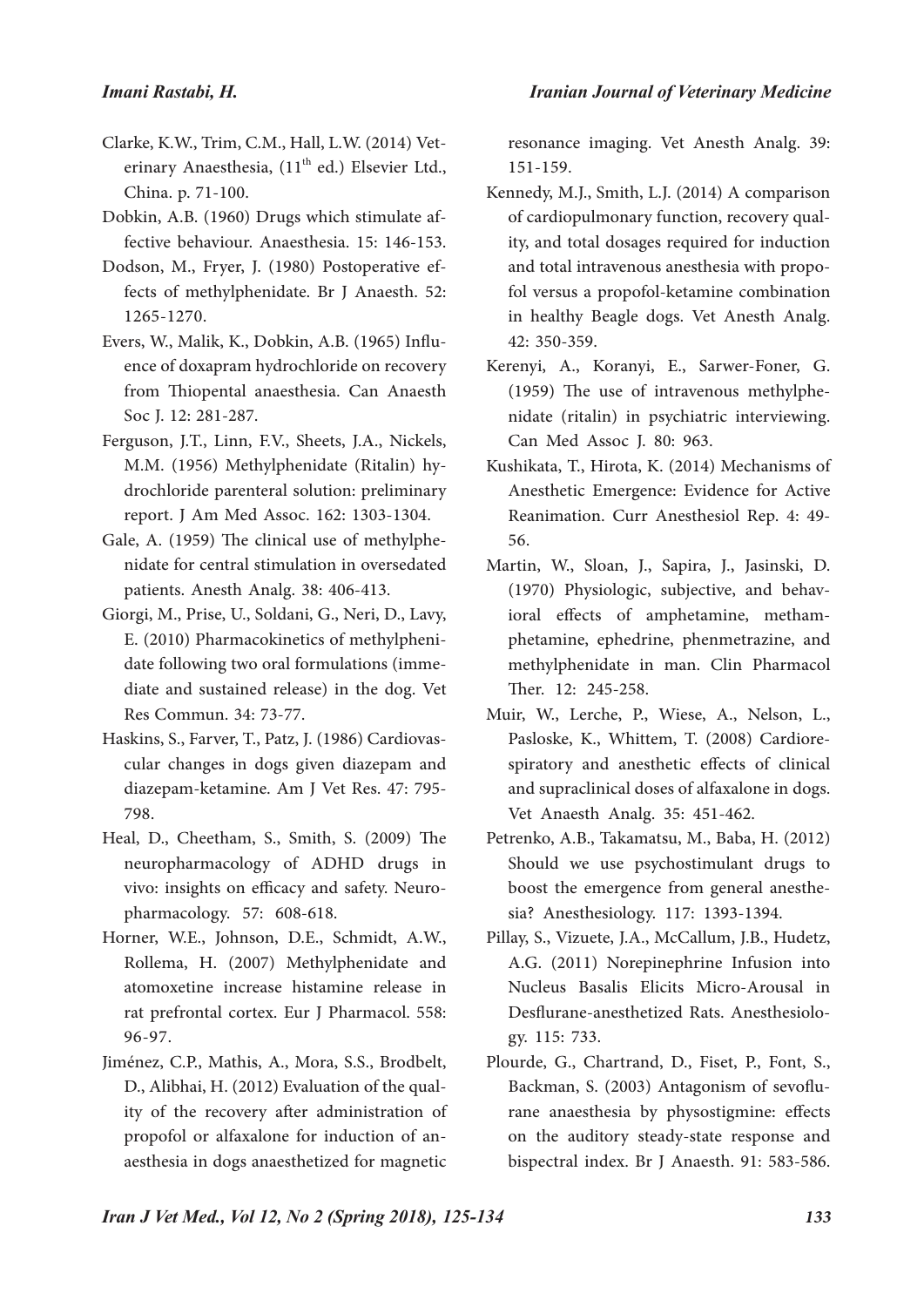Clarke, K.W., Trim, C.M., Hall, L.W. (2014) Veterinary Anaesthesia, (11th ed.) Elsevier Ltd., China. p. 71-100.

Dobkin, A.B. (1960) Drugs which stimulate affective behaviour. Anaesthesia. 15: 146-153.

Dodson, M., Fryer, J. (1980) Postoperative effects of methylphenidate. Br J Anaesth. 52: 1265-1270.

Evers, W., Malik, K., Dobkin, A.B. (1965) Influence of doxapram hydrochloride on recovery from Thiopental anaesthesia. Can Anaesth Soc J. 12: 281-287.

Ferguson, J.T., Linn, F.V., Sheets, J.A., Nickels, M.M. (1956) Methylphenidate (Ritalin) hydrochloride parenteral solution: preliminary report. J Am Med Assoc. 162: 1303-1304.

Gale, A. (1959) The clinical use of methylphenidate for central stimulation in oversedated patients. Anesth Analg. 38: 406-413.

Giorgi, M., Prise, U., Soldani, G., Neri, D., Lavy, E. (2010) Pharmacokinetics of methylphenidate following two oral formulations (immediate and sustained release) in the dog. Vet Res Commun. 34: 73-77.

Haskins, S., Farver, T., Patz, J. (1986) Cardiovascular changes in dogs given diazepam and diazepam-ketamine. Am J Vet Res. 47: 795-798.

Heal, D., Cheetham, S., Smith, S. (2009) The neuropharmacology of ADHD drugs in vivo: insights on efficacy and safety. Neuropharmacology. 57: 608-618.

Horner, W.E., Johnson, D.E., Schmidt, A.W., Rollema, H. (2007) Methylphenidate and atomoxetine increase histamine release in rat prefrontal cortex. Eur J Pharmacol. 558: 96-97.

Jiménez, C.P., Mathis, A., Mora, S.S., Brodbelt, D., Alibhai, H. (2012) Evaluation of the quality of the recovery after administration of propofol or alfaxalone for induction of anaesthesia in dogs anaesthetized for magnetic resonance imaging. Vet Anesth Analg. 39: 151-159.

Kennedy, M.J., Smith, L.J. (2014) A comparison of cardiopulmonary function, recovery quality, and total dosages required for induction and total intravenous anesthesia with propofol versus a propofol-ketamine combination in healthy Beagle dogs. Vet Anesth Analg. 42: 350-359.

Kerenyi, A., Koranyi, E., Sarwer-Foner, G. (1959) The use of intravenous methylphenidate (ritalin) in psychiatric interviewing. Can Med Assoc J. 80: 963.

Kushikata, T., Hirota, K. (2014) Mechanisms of Anesthetic Emergence: Evidence for Active Reanimation. Curr Anesthesiol Rep. 4: 49-56.

Martin, W., Sloan, J., Sapira, J., Jasinski, D. (1970) Physiologic, subjective, and behavioral effects of amphetamine, methamphetamine, ephedrine, phenmetrazine, and methylphenidate in man. Clin Pharmacol Ther. 12: 245-258.

Muir, W., Lerche, P., Wiese, A., Nelson, L., Pasloske, K., Whittem, T. (2008) Cardiorespiratory and anesthetic effects of clinical and supraclinical doses of alfaxalone in dogs. Vet Anaesth Analg. 35: 451-462.

Petrenko, A.B., Takamatsu, M., Baba, H. (2012) Should we use psychostimulant drugs to boost the emergence from general anesthesia? Anesthesiology. 117: 1393-1394.

Pillay, S., Vizuete, J.A., McCallum, J.B., Hudetz, A.G. (2011) Norepinephrine Infusion into Nucleus Basalis Elicits Micro-Arousal in Desflurane-anesthetized Rats. Anesthesiology. 115: 733.

Plourde, G., Chartrand, D., Fiset, P., Font, S., Backman, S. (2003) Antagonism of sevoflurane anaesthesia by physostigmine: effects on the auditory steady-state response and bispectral index. Br J Anaesth. 91: 583-586.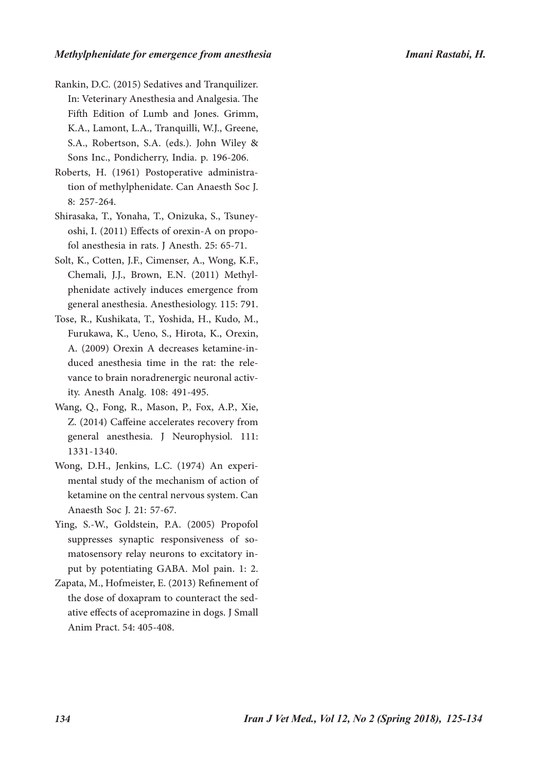Rankin, D.C. (2015) Sedatives and Tranquilizer. In: Veterinary Anesthesia and Analgesia. The Fifth Edition of Lumb and Jones. Grimm, K.A., Lamont, L.A., Tranquilli, W.J., Greene, S.A., Robertson, S.A. (eds.). John Wiley & Sons Inc., Pondicherry, India. p. 196-206.

Roberts, H. (1961) Postoperative administration of methylphenidate. Can Anaesth Soc J. 8: 257-264.

Shirasaka, T., Yonaha, T., Onizuka, S., Tsuneyoshi, I. (2011) Effects of orexin-A on propofol anesthesia in rats. J Anesth. 25: 65-71.

Solt, K., Cotten, J.F., Cimenser, A., Wong, K.F., Chemali, J.J., Brown, E.N. (2011) Methylphenidate actively induces emergence from general anesthesia. Anesthesiology. 115: 791.

Tose, R., Kushikata, T., Yoshida, H., Kudo, M., Furukawa, K., Ueno, S., Hirota, K., Orexin, A. (2009) Orexin A decreases ketamine-induced anesthesia time in the rat: the relevance to brain noradrenergic neuronal activity. Anesth Analg. 108: 491-495.

Wang, Q., Fong, R., Mason, P., Fox, A.P., Xie, Z. (2014) Caffeine accelerates recovery from general anesthesia. J Neurophysiol. 111: 1331-1340.

Wong, D.H., Jenkins, L.C. (1974) An experimental study of the mechanism of action of ketamine on the central nervous system. Can Anaesth Soc J. 21: 57-67.

Ying, S.-W., Goldstein, P.A. (2005) Propofol suppresses synaptic responsiveness of somatosensory relay neurons to excitatory input by potentiating GABA. Mol pain. 1: 2.

Zapata, M., Hofmeister, E. (2013) Refinement of the dose of doxapram to counteract the sedative effects of acepromazine in dogs. J Small Anim Pract. 54: 405-408.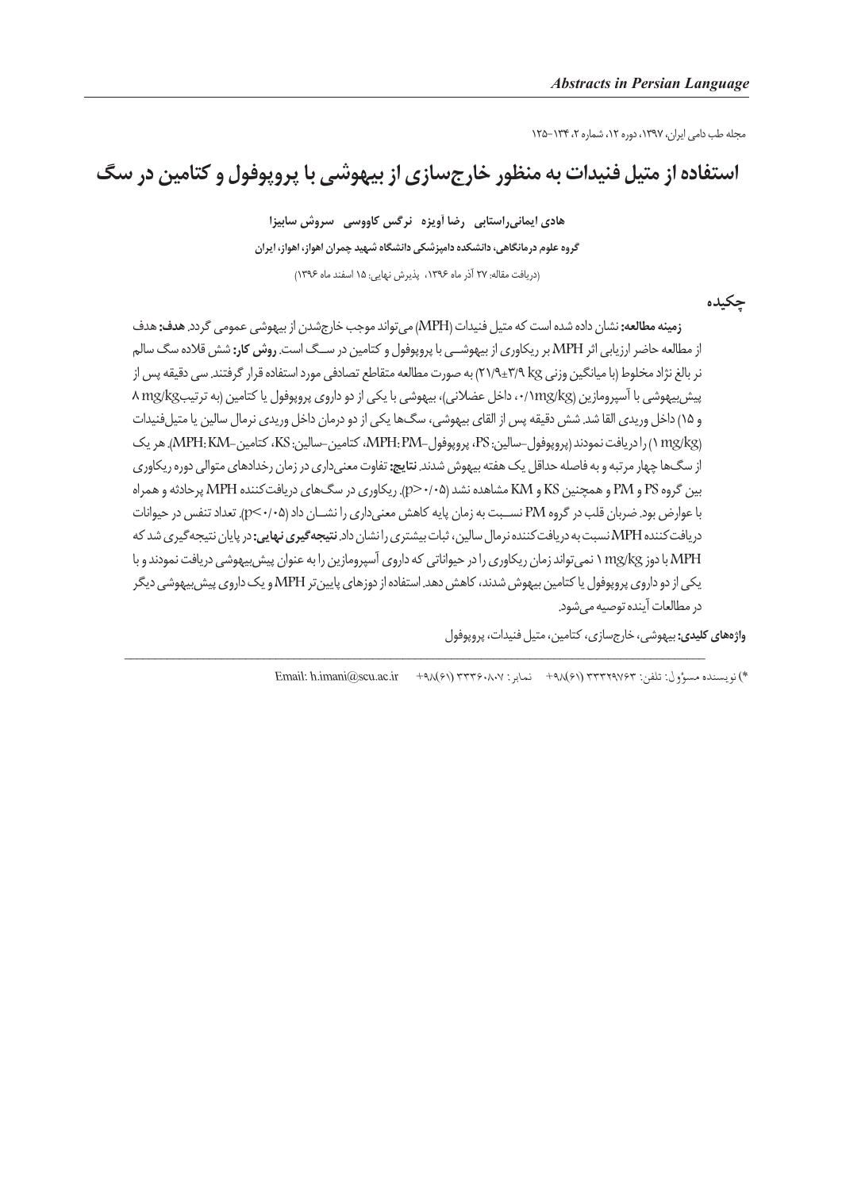مجله طب دامی ایران، ۱۳۹۷، دوره ۱۲، شماره ۲، ۱۳۴-۱۲۵

# استفاده از متیل فنیدات به منظور خارج‌سازی از بیهوشی با پروپوفول و کتامین در سگ

**هادی ایمانی‌راستابی  رضا آویزه  نرگس کاووسی  سروش سابیزا**

**گروه علوم درمانگاهی، دانشکده دامپزشکی دانشگاه شهید چمران اهواز، اهواز، ایران**

(دریافت مقاله: ۲۷ آذر ماه ۱۳۹۶،  پذیرش نهایی: ۱۵ اسفند ماه ۱۳۹۶)

## چکیده

**زمینه مطالعه:** نشان داده شده است که متیل فنیدات (MPH) می‌تواند موجب خارج‌شدن از بیهوشی عمومی گردد. **هدف:** هدف از مطالعه حاضر ارزیابی اثر MPH بر ریکاوری از بیهوشی با پروپوفول و کتامین در سگ است. **روش کار:** شش قلاده سگ سالم نر بالغ نژاد مخلوط (با میانگین وزنی ۳/۹±۲۱/۹ kg) به صورت مطالعه متقاطع تصادفی مورد استفاده قرار گرفتند. سی دقیقه پس از پیش‌بیهوشی با آسپرومازین (۰/۱mg/kg، داخل عضلانی)، بیهوشی با یکی از دو داروی پروپوفول یا کتامین (به ترتیب ۸ mg/kg و ۱۵) داخل وریدی القا شد. شش دقیقه پس از القای بیهوشی، سگ‌ها یکی از دو درمان داخل وریدی نرمال سالین یا متیل‌فنیدات (۱ mg/kg) را دریافت نمودند (پروپوفول-سالین: PS، پروپوفول-MPH: PM، کتامین-سالین: KS، کتامین-MPH: KM). هر یک از سگ‌ها چهار مرتبه و به فاصله حداقل یک هفته بیهوش شدند. **نتایج:** تفاوت معنی‌داری در زمان رخدادهای متوالی دوره ریکاوری بین گروه PS و PM و همچنین KS و KM مشاهده نشد (p>۰/۰۵). ریکاوری در سگ‌های دریافت‌کننده MPH پرحادثه و همراه با عوارض بود. ضربان قلب در گروه PM نسبت به زمان پایه کاهش معنی‌داری را نشان داد (p<۰/۰۵). تعداد تنفس در حیوانات دریافت‌کننده MPH نسبت به دریافت‌کننده نرمال سالین، ثبات بیشتری را نشان داد. **نتیجه‌گیری نهایی:** در پایان نتیجه‌گیری شد که MPH با دوز ۱ mg/kg نمی‌تواند زمان ریکاوری را در حیواناتی که داروی آسپرومازین را به عنوان پیش‌بیهوشی دریافت نمودند و با یکی از دو داروی پروپوفول یا کتامین بیهوش شدند، کاهش دهد. استفاده از دوزهای پایین‌تر MPH و یک داروی پیش‌بیهوشی دیگر در مطالعات آینده توصیه می‌شود.

**واژه‌های کلیدی:** بیهوشی، خارج‌سازی، کتامین، متیل فنیدات، پروپوفول

---

*) نویسنده مسؤول: تلفن: ۳۳۳۲۹۷۶۳ (۶۱)۹۸+    نمابر: ۳۳۳۶۰۸۰۷ (۶۱)۹۸+    Email: h.imani@scu.ac.ir